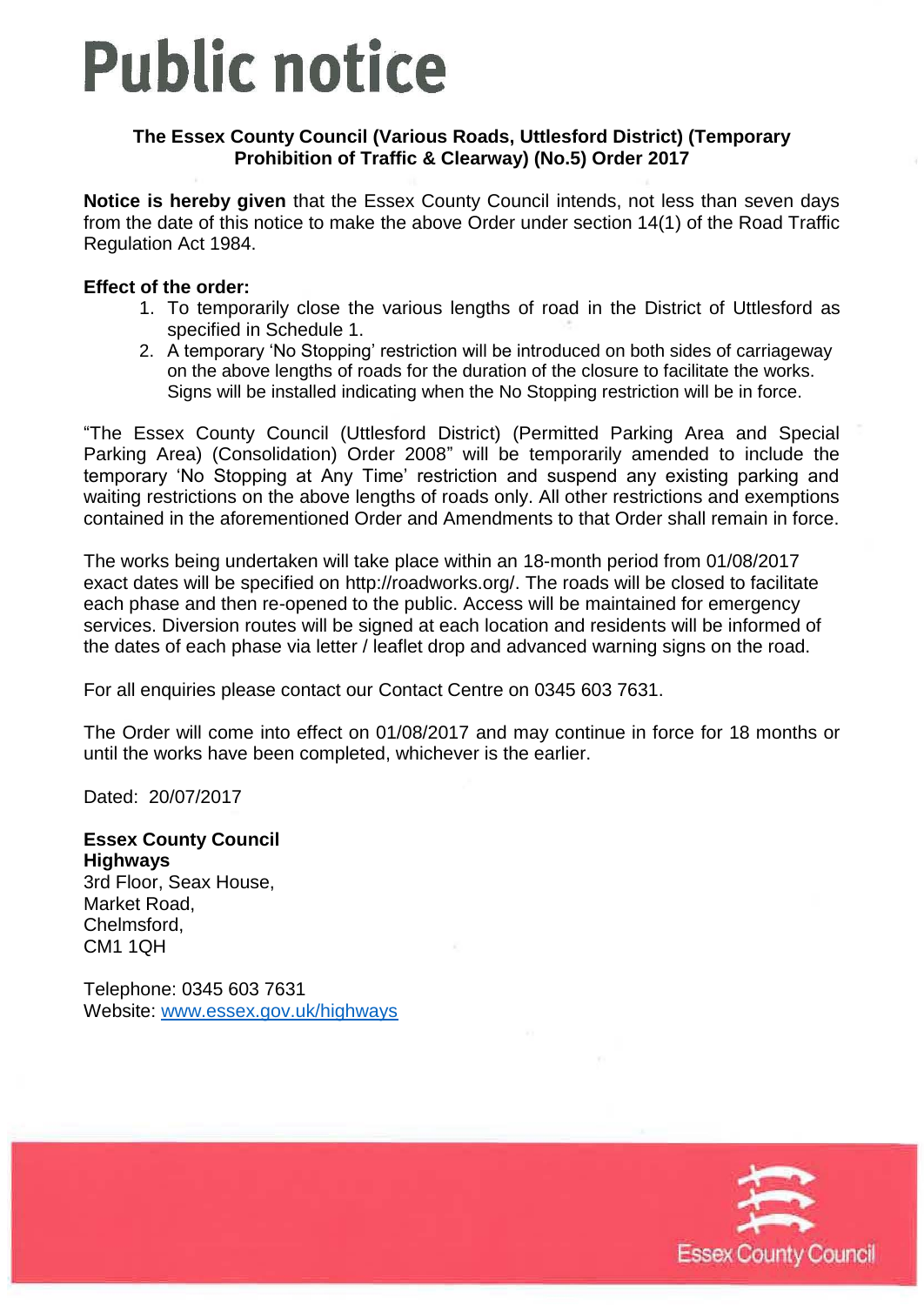# Public notice

**The Essex County Council (Various Roads, Uttlesford District) (Temporary Prohibition of Traffic & Clearway) (No.5) Order 2017**

**Notice is hereby given** that the Essex County Council intends, not less than seven days from the date of this notice to make the above Order under section 14(1) of the Road Traffic Regulation Act 1984.

**Effect of the order:**

1. To temporarily close the various lengths of road in the District of Uttlesford as specified in Schedule 1.
2. A temporary 'No Stopping' restriction will be introduced on both sides of carriageway on the above lengths of roads for the duration of the closure to facilitate the works. Signs will be installed indicating when the No Stopping restriction will be in force.

"The Essex County Council (Uttlesford District) (Permitted Parking Area and Special Parking Area) (Consolidation) Order 2008" will be temporarily amended to include the temporary 'No Stopping at Any Time' restriction and suspend any existing parking and waiting restrictions on the above lengths of roads only. All other restrictions and exemptions contained in the aforementioned Order and Amendments to that Order shall remain in force.

The works being undertaken will take place within an 18-month period from 01/08/2017 exact dates will be specified on http://roadworks.org/. The roads will be closed to facilitate each phase and then re-opened to the public. Access will be maintained for emergency services. Diversion routes will be signed at each location and residents will be informed of the dates of each phase via letter / leaflet drop and advanced warning signs on the road.

For all enquiries please contact our Contact Centre on 0345 603 7631.

The Order will come into effect on 01/08/2017 and may continue in force for 18 months or until the works have been completed, whichever is the earlier.

Dated: 20/07/2017

**Essex County Council**
**Highways**
3rd Floor, Seax House,
Market Road,
Chelmsford,
CM1 1QH

Telephone: 0345 603 7631
Website: www.essex.gov.uk/highways

Essex County Council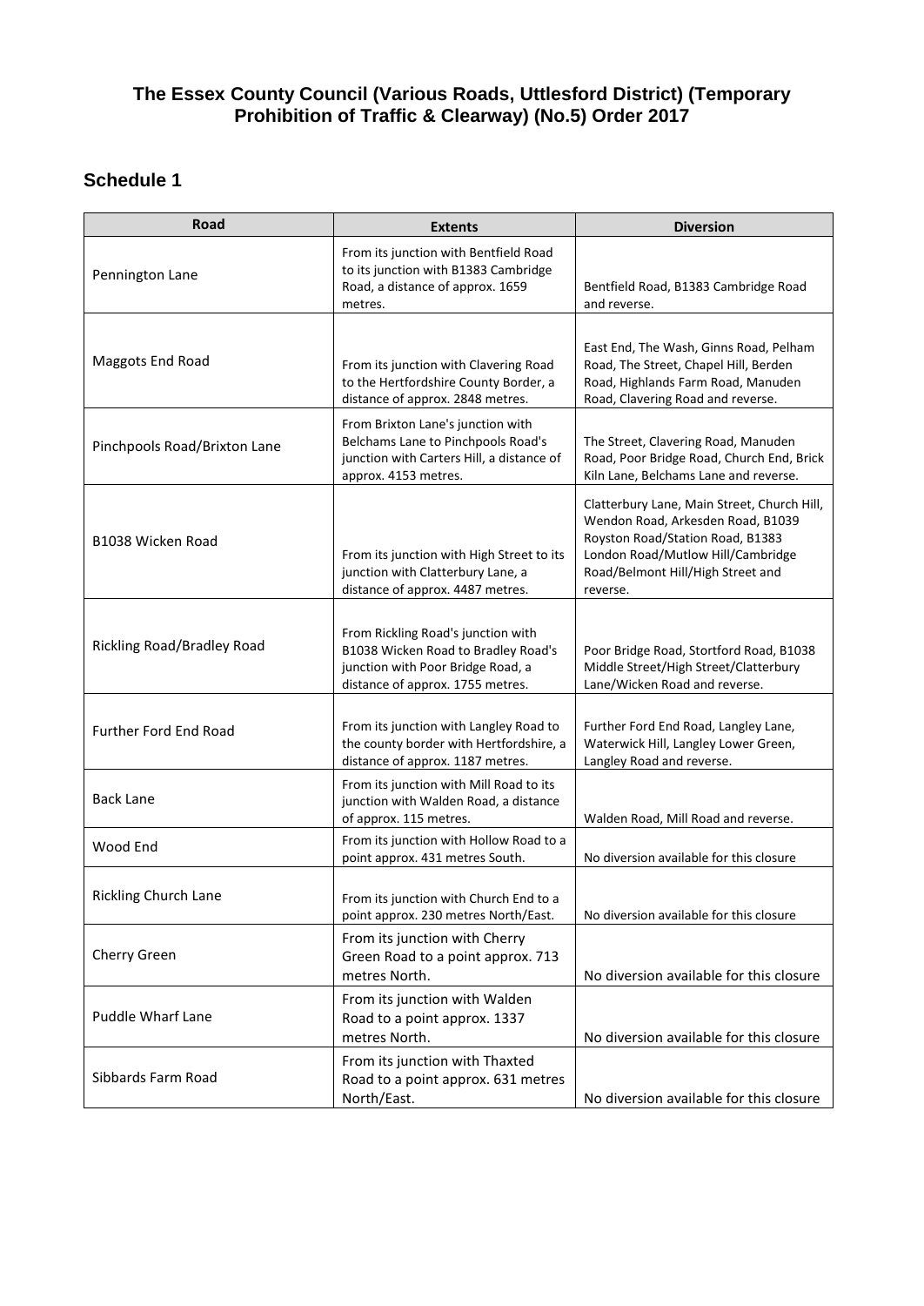# The Essex County Council (Various Roads, Uttlesford District) (Temporary Prohibition of Traffic & Clearway) (No.5) Order 2017

## Schedule 1

| Road | Extents | Diversion |
|---|---|---|
| Pennington Lane | From its junction with Bentfield Road to its junction with B1383 Cambridge Road, a distance of approx. 1659 metres. | Bentfield Road, B1383 Cambridge Road and reverse. |
| Maggots End Road | From its junction with Clavering Road to the Hertfordshire County Border, a distance of approx. 2848 metres. | East End, The Wash, Ginns Road, Pelham Road, The Street, Chapel Hill, Berden Road, Highlands Farm Road, Manuden Road, Clavering Road and reverse. |
| Pinchpools Road/Brixton Lane | From Brixton Lane's junction with Belchams Lane to Pinchpools Road's junction with Carters Hill, a distance of approx. 4153 metres. | The Street, Clavering Road, Manuden Road, Poor Bridge Road, Church End, Brick Kiln Lane, Belchams Lane and reverse. |
| B1038 Wicken Road | From its junction with High Street to its junction with Clatterbury Lane, a distance of approx. 4487 metres. | Clatterbury Lane, Main Street, Church Hill, Wendon Road, Arkesden Road, B1039 Royston Road/Station Road, B1383 London Road/Mutlow Hill/Cambridge Road/Belmont Hill/High Street and reverse. |
| Rickling Road/Bradley Road | From Rickling Road's junction with B1038 Wicken Road to Bradley Road's junction with Poor Bridge Road, a distance of approx. 1755 metres. | Poor Bridge Road, Stortford Road, B1038 Middle Street/High Street/Clatterbury Lane/Wicken Road and reverse. |
| Further Ford End Road | From its junction with Langley Road to the county border with Hertfordshire, a distance of approx. 1187 metres. | Further Ford End Road, Langley Lane, Waterwick Hill, Langley Lower Green, Langley Road and reverse. |
| Back Lane | From its junction with Mill Road to its junction with Walden Road, a distance of approx. 115 metres. | Walden Road, Mill Road and reverse. |
| Wood End | From its junction with Hollow Road to a point approx. 431 metres South. | No diversion available for this closure |
| Rickling Church Lane | From its junction with Church End to a point approx. 230 metres North/East. | No diversion available for this closure |
| Cherry Green | From its junction with Cherry Green Road to a point approx. 713 metres North. | No diversion available for this closure |
| Puddle Wharf Lane | From its junction with Walden Road to a point approx. 1337 metres North. | No diversion available for this closure |
| Sibbards Farm Road | From its junction with Thaxted Road to a point approx. 631 metres North/East. | No diversion available for this closure |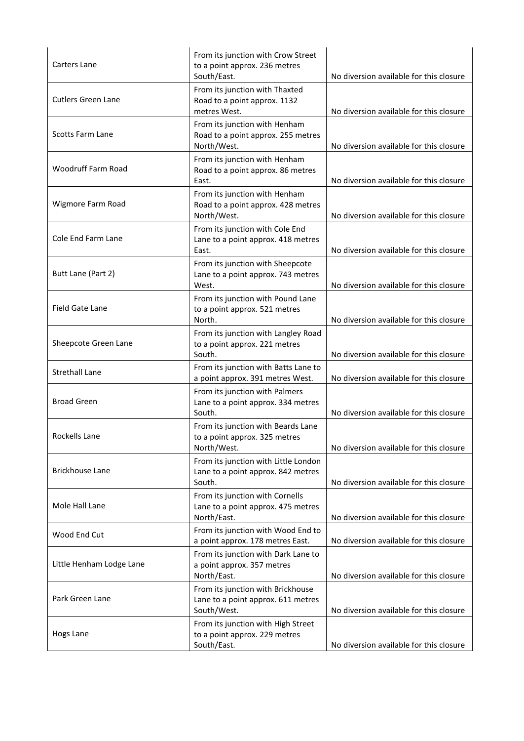| | | |
|---|---|---|
| Carters Lane | From its junction with Crow Street to a point approx. 236 metres South/East. | No diversion available for this closure |
| Cutlers Green Lane | From its junction with Thaxted Road to a point approx. 1132 metres West. | No diversion available for this closure |
| Scotts Farm Lane | From its junction with Henham Road to a point approx. 255 metres North/West. | No diversion available for this closure |
| Woodruff Farm Road | From its junction with Henham Road to a point approx. 86 metres East. | No diversion available for this closure |
| Wigmore Farm Road | From its junction with Henham Road to a point approx. 428 metres North/West. | No diversion available for this closure |
| Cole End Farm Lane | From its junction with Cole End Lane to a point approx. 418 metres East. | No diversion available for this closure |
| Butt Lane (Part 2) | From its junction with Sheepcote Lane to a point approx. 743 metres West. | No diversion available for this closure |
| Field Gate Lane | From its junction with Pound Lane to a point approx. 521 metres North. | No diversion available for this closure |
| Sheepcote Green Lane | From its junction with Langley Road to a point approx. 221 metres South. | No diversion available for this closure |
| Strethall Lane | From its junction with Batts Lane to a point approx. 391 metres West. | No diversion available for this closure |
| Broad Green | From its junction with Palmers Lane to a point approx. 334 metres South. | No diversion available for this closure |
| Rockells Lane | From its junction with Beards Lane to a point approx. 325 metres North/West. | No diversion available for this closure |
| Brickhouse Lane | From its junction with Little London Lane to a point approx. 842 metres South. | No diversion available for this closure |
| Mole Hall Lane | From its junction with Cornells Lane to a point approx. 475 metres North/East. | No diversion available for this closure |
| Wood End Cut | From its junction with Wood End to a point approx. 178 metres East. | No diversion available for this closure |
| Little Henham Lodge Lane | From its junction with Dark Lane to a point approx. 357 metres North/East. | No diversion available for this closure |
| Park Green Lane | From its junction with Brickhouse Lane to a point approx. 611 metres South/West. | No diversion available for this closure |
| Hogs Lane | From its junction with High Street to a point approx. 229 metres South/East. | No diversion available for this closure |